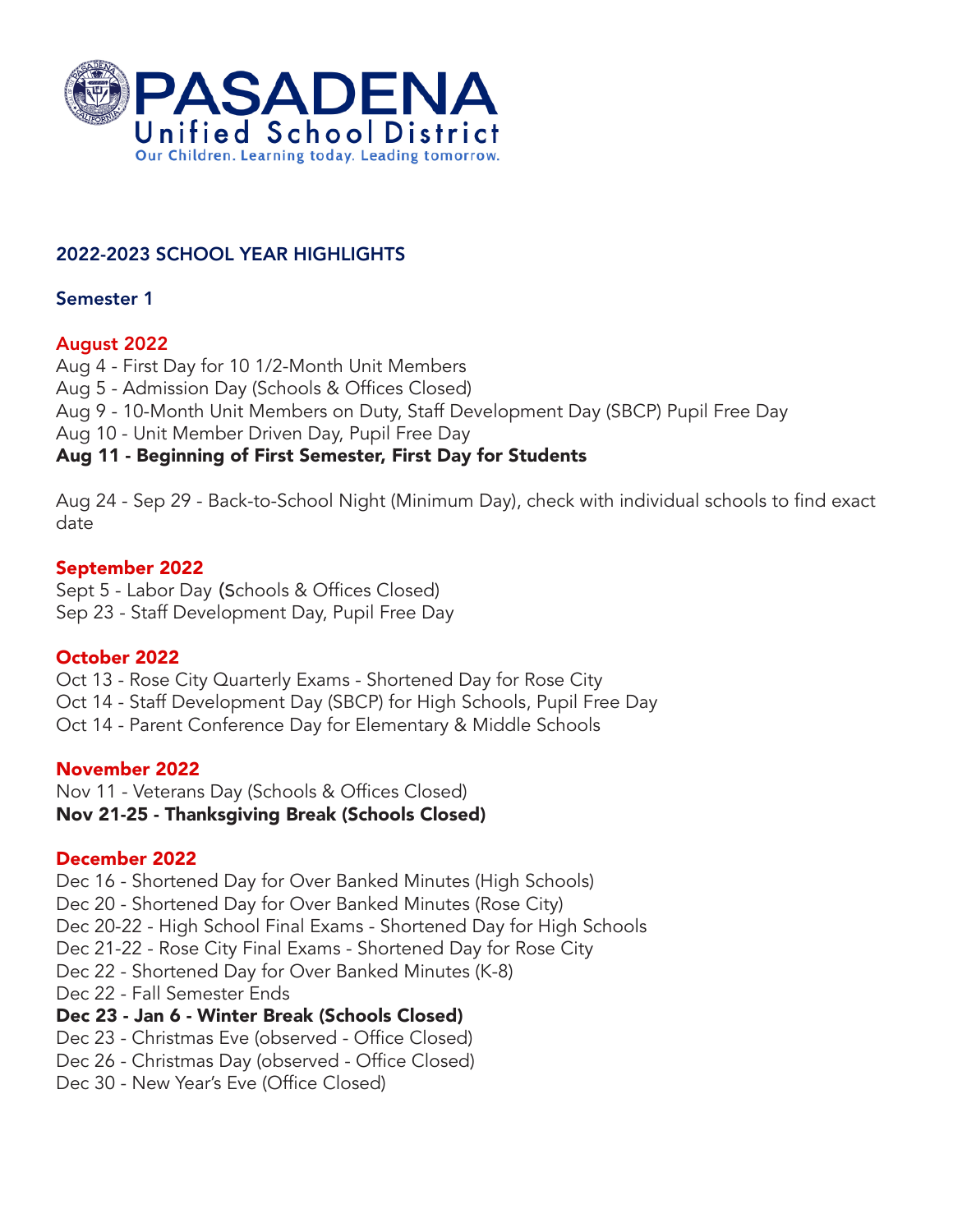# PASADENA Unified School District

Our Children. Learning today. Leading tomorrow.

## 2022-2023 SCHOOL YEAR HIGHLIGHTS

### Semester 1

#### August 2022

Aug 4 - First Day for 10 1/2-Month Unit Members
Aug 5 - Admission Day (Schools & Offices Closed)
Aug 9 - 10-Month Unit Members on Duty, Staff Development Day (SBCP) Pupil Free Day
Aug 10 - Unit Member Driven Day, Pupil Free Day
**Aug 11 - Beginning of First Semester, First Day for Students**

Aug 24 - Sep 29 - Back-to-School Night (Minimum Day), check with individual schools to find exact date

#### September 2022

Sept 5 - Labor Day (Schools & Offices Closed)
Sep 23 - Staff Development Day, Pupil Free Day

#### October 2022

Oct 13 - Rose City Quarterly Exams - Shortened Day for Rose City
Oct 14 - Staff Development Day (SBCP) for High Schools, Pupil Free Day
Oct 14 - Parent Conference Day for Elementary & Middle Schools

#### November 2022

Nov 11 - Veterans Day (Schools & Offices Closed)
**Nov 21-25 - Thanksgiving Break (Schools Closed)**

#### December 2022

Dec 16 - Shortened Day for Over Banked Minutes (High Schools)
Dec 20 - Shortened Day for Over Banked Minutes (Rose City)
Dec 20-22 - High School Final Exams - Shortened Day for High Schools
Dec 21-22 - Rose City Final Exams - Shortened Day for Rose City
Dec 22 - Shortened Day for Over Banked Minutes (K-8)
Dec 22 - Fall Semester Ends
**Dec 23 - Jan 6 - Winter Break (Schools Closed)**
Dec 23 - Christmas Eve (observed - Office Closed)
Dec 26 - Christmas Day (observed - Office Closed)
Dec 30 - New Year's Eve (Office Closed)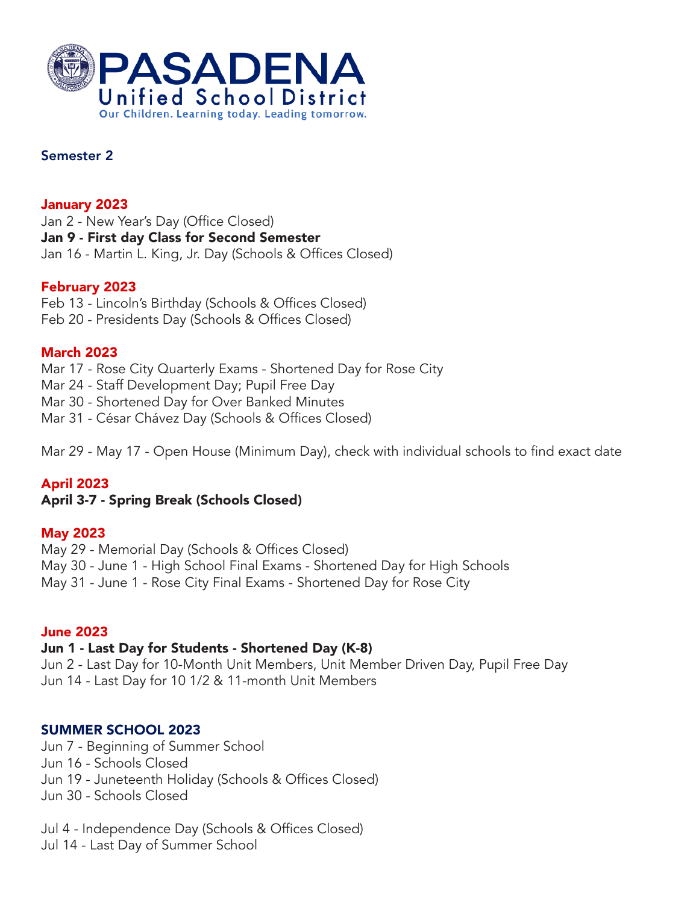# PASADENA Unified School District

Our Children. Learning today. Leading tomorrow.

## Semester 2

### January 2023

Jan 2 - New Year's Day (Office Closed)
**Jan 9 - First day Class for Second Semester**
Jan 16 - Martin L. King, Jr. Day (Schools & Offices Closed)

### February 2023

Feb 13 - Lincoln's Birthday (Schools & Offices Closed)
Feb 20 - Presidents Day (Schools & Offices Closed)

### March 2023

Mar 17 - Rose City Quarterly Exams - Shortened Day for Rose City
Mar 24 - Staff Development Day; Pupil Free Day
Mar 30 - Shortened Day for Over Banked Minutes
Mar 31 - César Chávez Day (Schools & Offices Closed)

Mar 29 - May 17 - Open House (Minimum Day), check with individual schools to find exact date

### April 2023

**April 3-7 - Spring Break (Schools Closed)**

### May 2023

May 29 - Memorial Day (Schools & Offices Closed)
May 30 - June 1 - High School Final Exams - Shortened Day for High Schools
May 31 - June 1 - Rose City Final Exams - Shortened Day for Rose City

### June 2023

**Jun 1 - Last Day for Students - Shortened Day (K-8)**
Jun 2 - Last Day for 10-Month Unit Members, Unit Member Driven Day, Pupil Free Day
Jun 14 - Last Day for 10 1/2 & 11-month Unit Members

### SUMMER SCHOOL 2023

Jun 7 - Beginning of Summer School
Jun 16 - Schools Closed
Jun 19 - Juneteenth Holiday (Schools & Offices Closed)
Jun 30 - Schools Closed

Jul 4 - Independence Day (Schools & Offices Closed)
Jul 14 - Last Day of Summer School